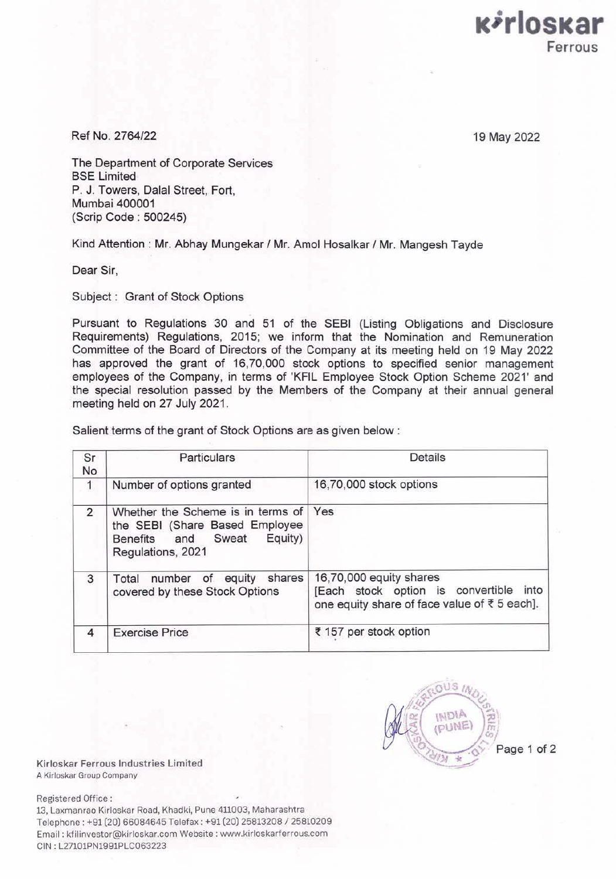Kirloskar Ferrous

Ref No. 2764/22

19 May 2022

The Department of Corporate Services
BSE Limited
P. J. Towers, Dalal Street, Fort,
Mumbai 400001
(Scrip Code : 500245)

Kind Attention : Mr. Abhay Mungekar / Mr. Amol Hosalkar / Mr. Mangesh Tayde

Dear Sir,

Subject : Grant of Stock Options

Pursuant to Regulations 30 and 51 of the SEBI (Listing Obligations and Disclosure Requirements) Regulations, 2015; we inform that the Nomination and Remuneration Committee of the Board of Directors of the Company at its meeting held on 19 May 2022 has approved the grant of 16,70,000 stock options to specified senior management employees of the Company, in terms of 'KFIL Employee Stock Option Scheme 2021' and the special resolution passed by the Members of the Company at their annual general meeting held on 27 July 2021.

Salient terms of the grant of Stock Options are as given below :

| Sr No | Particulars | Details |
|---|---|---|
| 1 | Number of options granted | 16,70,000 stock options |
| 2 | Whether the Scheme is in terms of the SEBI (Share Based Employee Benefits and Sweat Equity) Regulations, 2021 | Yes |
| 3 | Total number of equity shares covered by these Stock Options | 16,70,000 equity shares [Each stock option is convertible into one equity share of face value of ₹ 5 each]. |
| 4 | Exercise Price | ₹ 157 per stock option |

Kirloskar Ferrous Industries Limited
A Kirloskar Group Company

Registered Office :
13, Laxmanrao Kirloskar Road, Khadki, Pune 411003, Maharashtra
Telephone : +91 (20) 66084645 Telefax : +91 (20) 25813208 / 25810209
Email : kfilinvestor@kirloskar.com Website : www.kirloskarferrous.com
CIN : L27101PN1991PLC063223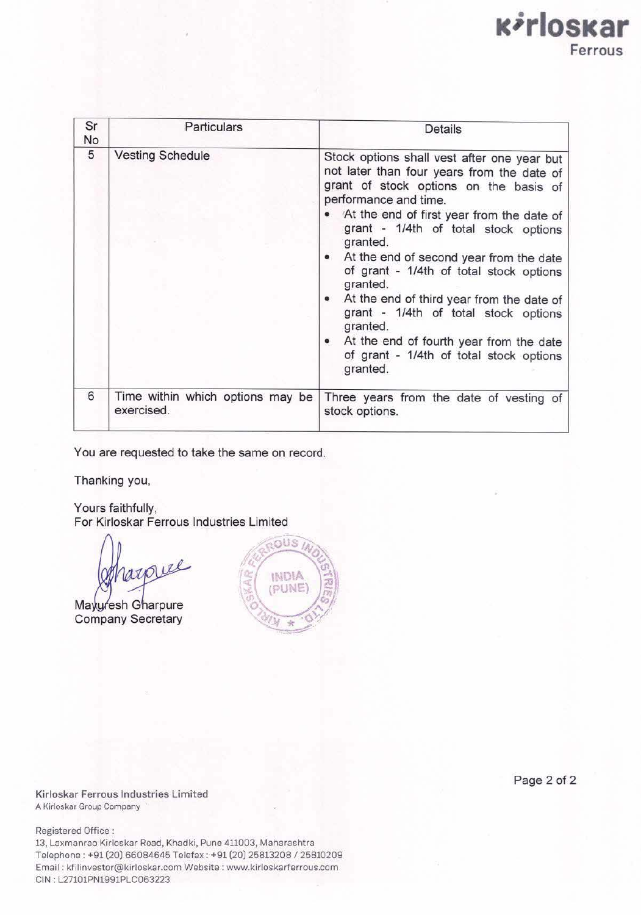| Sr No | Particulars | Details |
|---|---|---|
| 5 | Vesting Schedule | Stock options shall vest after one year but not later than four years from the date of grant of stock options on the basis of performance and time.<br>• At the end of first year from the date of grant - 1/4th of total stock options granted.<br>• At the end of second year from the date of grant - 1/4th of total stock options granted.<br>• At the end of third year from the date of grant - 1/4th of total stock options granted.<br>• At the end of fourth year from the date of grant - 1/4th of total stock options granted. |
| 6 | Time within which options may be exercised. | Three years from the date of vesting of stock options. |

You are requested to take the same on record.

Thanking you,

Yours faithfully,
For Kirloskar Ferrous Industries Limited

Mayuresh Gharpure
Company Secretary

Kirloskar Ferrous Industries Limited
A Kirloskar Group Company

Registered Office :
13, Laxmanrao Kirloskar Road, Khadki, Pune 411003, Maharashtra
Telephone : +91 (20) 66084645 Telefax : +91 (20) 25813208 / 25810209
Email : kfilinvestor@kirloskar.com Website : www.kirloskarferrous.com
CIN : L27101PN1991PLC063223